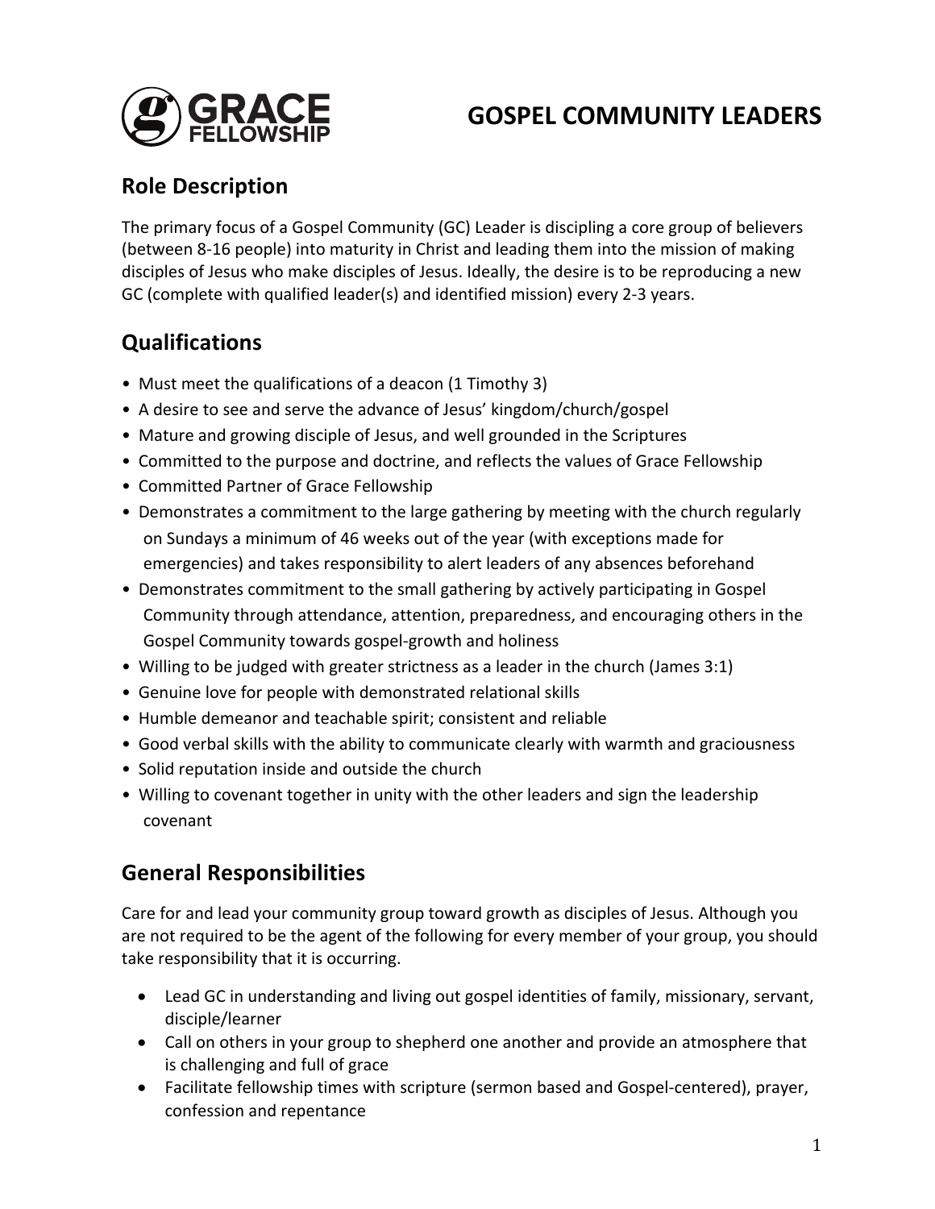# GOSPEL COMMUNITY LEADERS

## Role Description

The primary focus of a Gospel Community (GC) Leader is discipling a core group of believers (between 8-16 people) into maturity in Christ and leading them into the mission of making disciples of Jesus who make disciples of Jesus. Ideally, the desire is to be reproducing a new GC (complete with qualified leader(s) and identified mission) every 2-3 years.

## Qualifications

- Must meet the qualifications of a deacon (1 Timothy 3)
- A desire to see and serve the advance of Jesus' kingdom/church/gospel
- Mature and growing disciple of Jesus, and well grounded in the Scriptures
- Committed to the purpose and doctrine, and reflects the values of Grace Fellowship
- Committed Partner of Grace Fellowship
- Demonstrates a commitment to the large gathering by meeting with the church regularly on Sundays a minimum of 46 weeks out of the year (with exceptions made for emergencies) and takes responsibility to alert leaders of any absences beforehand
- Demonstrates commitment to the small gathering by actively participating in Gospel Community through attendance, attention, preparedness, and encouraging others in the Gospel Community towards gospel-growth and holiness
- Willing to be judged with greater strictness as a leader in the church (James 3:1)
- Genuine love for people with demonstrated relational skills
- Humble demeanor and teachable spirit; consistent and reliable
- Good verbal skills with the ability to communicate clearly with warmth and graciousness
- Solid reputation inside and outside the church
- Willing to covenant together in unity with the other leaders and sign the leadership covenant

## General Responsibilities

Care for and lead your community group toward growth as disciples of Jesus. Although you are not required to be the agent of the following for every member of your group, you should take responsibility that it is occurring.

- Lead GC in understanding and living out gospel identities of family, missionary, servant, disciple/learner
- Call on others in your group to shepherd one another and provide an atmosphere that is challenging and full of grace
- Facilitate fellowship times with scripture (sermon based and Gospel-centered), prayer, confession and repentance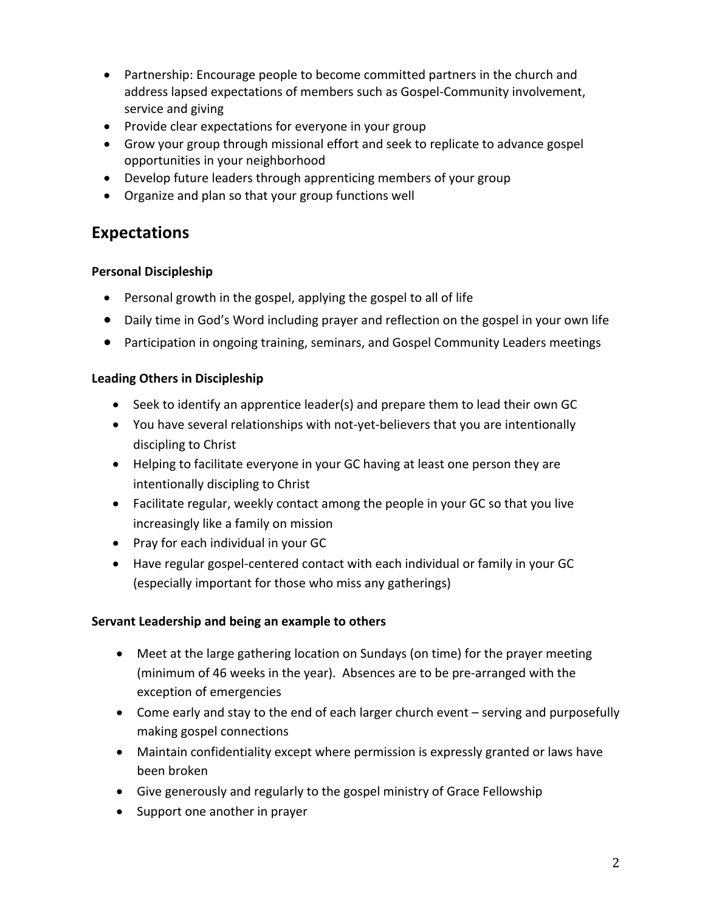- Partnership: Encourage people to become committed partners in the church and address lapsed expectations of members such as Gospel-Community involvement, service and giving
- Provide clear expectations for everyone in your group
- Grow your group through missional effort and seek to replicate to advance gospel opportunities in your neighborhood
- Develop future leaders through apprenticing members of your group
- Organize and plan so that your group functions well

## Expectations

**Personal Discipleship**

- Personal growth in the gospel, applying the gospel to all of life
- Daily time in God's Word including prayer and reflection on the gospel in your own life
- Participation in ongoing training, seminars, and Gospel Community Leaders meetings

**Leading Others in Discipleship**

- Seek to identify an apprentice leader(s) and prepare them to lead their own GC
- You have several relationships with not-yet-believers that you are intentionally discipling to Christ
- Helping to facilitate everyone in your GC having at least one person they are intentionally discipling to Christ
- Facilitate regular, weekly contact among the people in your GC so that you live increasingly like a family on mission
- Pray for each individual in your GC
- Have regular gospel-centered contact with each individual or family in your GC (especially important for those who miss any gatherings)

**Servant Leadership and being an example to others**

- Meet at the large gathering location on Sundays (on time) for the prayer meeting (minimum of 46 weeks in the year). Absences are to be pre-arranged with the exception of emergencies
- Come early and stay to the end of each larger church event – serving and purposefully making gospel connections
- Maintain confidentiality except where permission is expressly granted or laws have been broken
- Give generously and regularly to the gospel ministry of Grace Fellowship
- Support one another in prayer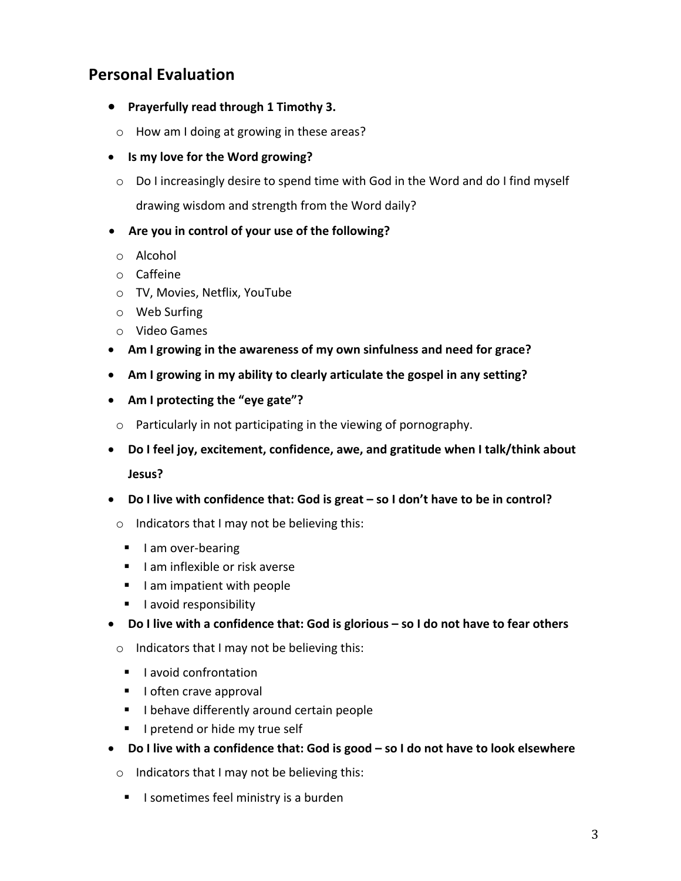## Personal Evaluation

- **Prayerfully read through 1 Timothy 3.**
  - How am I doing at growing in these areas?
- **Is my love for the Word growing?**
  - Do I increasingly desire to spend time with God in the Word and do I find myself drawing wisdom and strength from the Word daily?
- **Are you in control of your use of the following?**
  - Alcohol
  - Caffeine
  - TV, Movies, Netflix, YouTube
  - Web Surfing
  - Video Games
- **Am I growing in the awareness of my own sinfulness and need for grace?**
- **Am I growing in my ability to clearly articulate the gospel in any setting?**
- **Am I protecting the "eye gate"?**
  - Particularly in not participating in the viewing of pornography.
- **Do I feel joy, excitement, confidence, awe, and gratitude when I talk/think about Jesus?**
- **Do I live with confidence that: God is great – so I don't have to be in control?**
  - Indicators that I may not be believing this:
    - I am over-bearing
    - I am inflexible or risk averse
    - I am impatient with people
    - I avoid responsibility
- **Do I live with a confidence that: God is glorious – so I do not have to fear others**
  - Indicators that I may not be believing this:
    - I avoid confrontation
    - I often crave approval
    - I behave differently around certain people
    - I pretend or hide my true self
- **Do I live with a confidence that: God is good – so I do not have to look elsewhere**
  - Indicators that I may not be believing this:
    - I sometimes feel ministry is a burden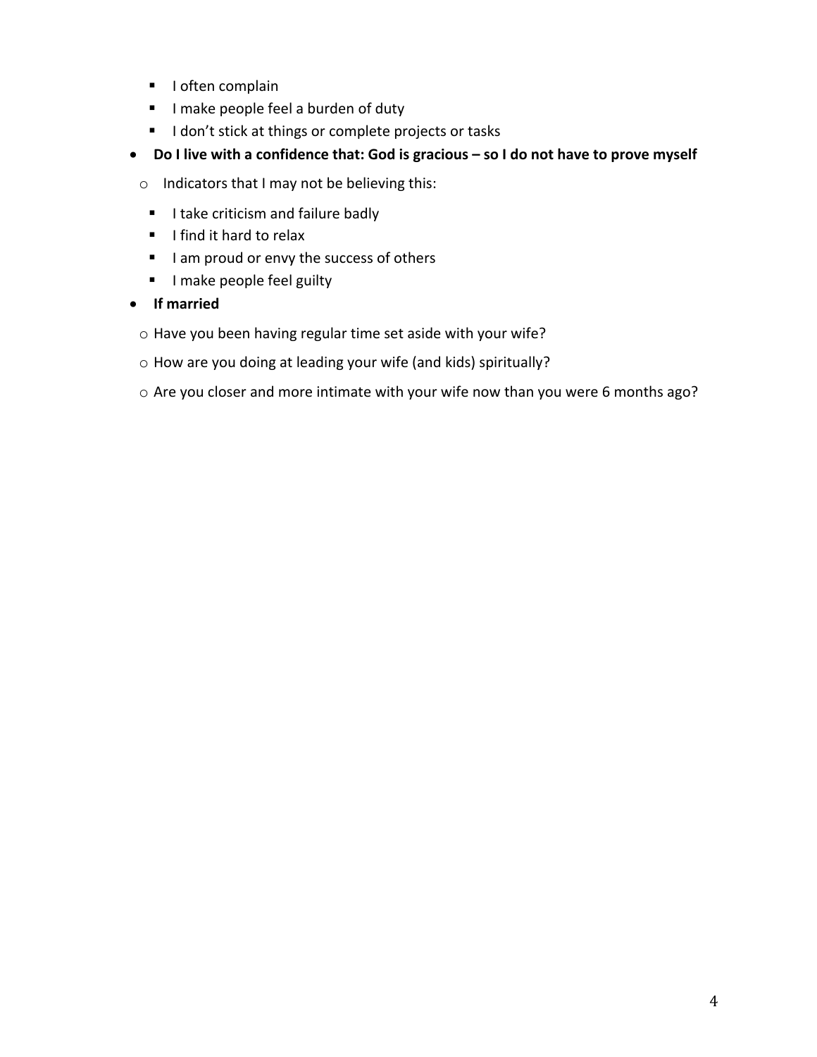- I often complain
    - I make people feel a burden of duty
    - I don't stick at things or complete projects or tasks
- **Do I live with a confidence that: God is gracious – so I do not have to prove myself**
  - Indicators that I may not be believing this:
    - I take criticism and failure badly
    - I find it hard to relax
    - I am proud or envy the success of others
    - I make people feel guilty
- **If married**
  - Have you been having regular time set aside with your wife?
  - How are you doing at leading your wife (and kids) spiritually?
  - Are you closer and more intimate with your wife now than you were 6 months ago?